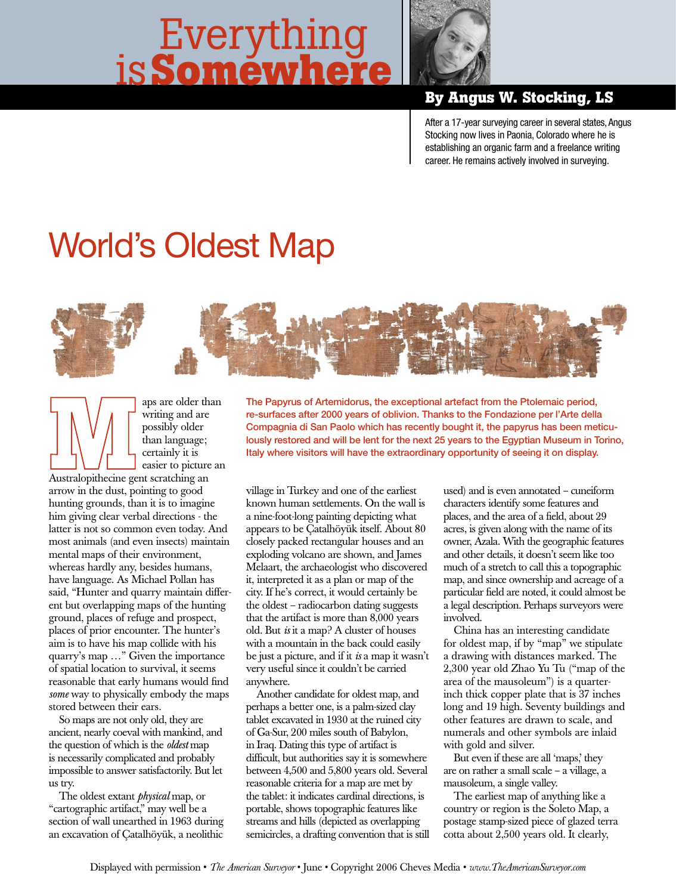# Everything is Somewhere

**By Angus W. Stocking, LS**

After a 17-year surveying career in several states, Angus Stocking now lives in Paonia, Colorado where he is establishing an organic farm and a freelance writing career. He remains actively involved in surveying.

## World's Oldest Map

The Papyrus of Artemidorus, the exceptional artefact from the Ptolemaic period, re-surfaces after 2000 years of oblivion. Thanks to the Fondazione per l'Arte della Compagnia di San Paolo which has recently bought it, the papyrus has been meticulously restored and will be lent for the next 25 years to the Egyptian Museum in Torino, Italy where visitors will have the extraordinary opportunity of seeing it on display.

Maps are older than writing and are possibly older than language; certainly it is easier to picture an Australopithecine gent scratching an arrow in the dust, pointing to good hunting grounds, than it is to imagine him giving clear verbal directions - the latter is not so common even today. And most animals (and even insects) maintain mental maps of their environment, whereas hardly any, besides humans, have language. As Michael Pollan has said, "Hunter and quarry maintain different but overlapping maps of the hunting ground, places of refuge and prospect, places of prior encounter. The hunter's aim is to have his map collide with his quarry's map …" Given the importance of spatial location to survival, it seems reasonable that early humans would find *some* way to physically embody the maps stored between their ears.

So maps are not only old, they are ancient, nearly coeval with mankind, and the question of which is the *oldest* map is necessarily complicated and probably impossible to answer satisfactorily. But let us try.

The oldest extant *physical* map, or "cartographic artifact," may well be a section of wall unearthed in 1963 during an excavation of Çatalhöyük, a neolithic village in Turkey and one of the earliest known human settlements. On the wall is a nine-foot-long painting depicting what appears to be Çatalhöyük itself. About 80 closely packed rectangular houses and an exploding volcano are shown, and James Melaart, the archaeologist who discovered it, interpreted it as a plan or map of the city. If he's correct, it would certainly be the oldest – radiocarbon dating suggests that the artifact is more than 8,000 years old. But *is* it a map? A cluster of houses with a mountain in the back could easily be just a picture, and if it *is* a map it wasn't very useful since it couldn't be carried anywhere.

Another candidate for oldest map, and perhaps a better one, is a palm-sized clay tablet excavated in 1930 at the ruined city of Ga-Sur, 200 miles south of Babylon, in Iraq. Dating this type of artifact is difficult, but authorities say it is somewhere between 4,500 and 5,800 years old. Several reasonable criteria for a map are met by the tablet: it indicates cardinal directions, is portable, shows topographic features like streams and hills (depicted as overlapping semicircles, a drafting convention that is still used) and is even annotated – cuneiform characters identify some features and places, and the area of a field, about 29 acres, is given along with the name of its owner, Azala. With the geographic features and other details, it doesn't seem like too much of a stretch to call this a topographic map, and since ownership and acreage of a particular field are noted, it could almost be a legal description. Perhaps surveyors were involved.

China has an interesting candidate for oldest map, if by "map" we stipulate a drawing with distances marked. The 2,300 year old Zhao Yu Tu ("map of the area of the mausoleum") is a quarter-inch thick copper plate that is 37 inches long and 19 high. Seventy buildings and other features are drawn to scale, and numerals and other symbols are inlaid with gold and silver.

But even if these are all 'maps,' they are on rather a small scale – a village, a mausoleum, a single valley.

The earliest map of anything like a country or region is the Soleto Map, a postage stamp-sized piece of glazed terra cotta about 2,500 years old. It clearly,

Displayed with permission • *The American Surveyor* • June • Copyright 2006 Cheves Media • *www.TheAmericanSurveyor.com*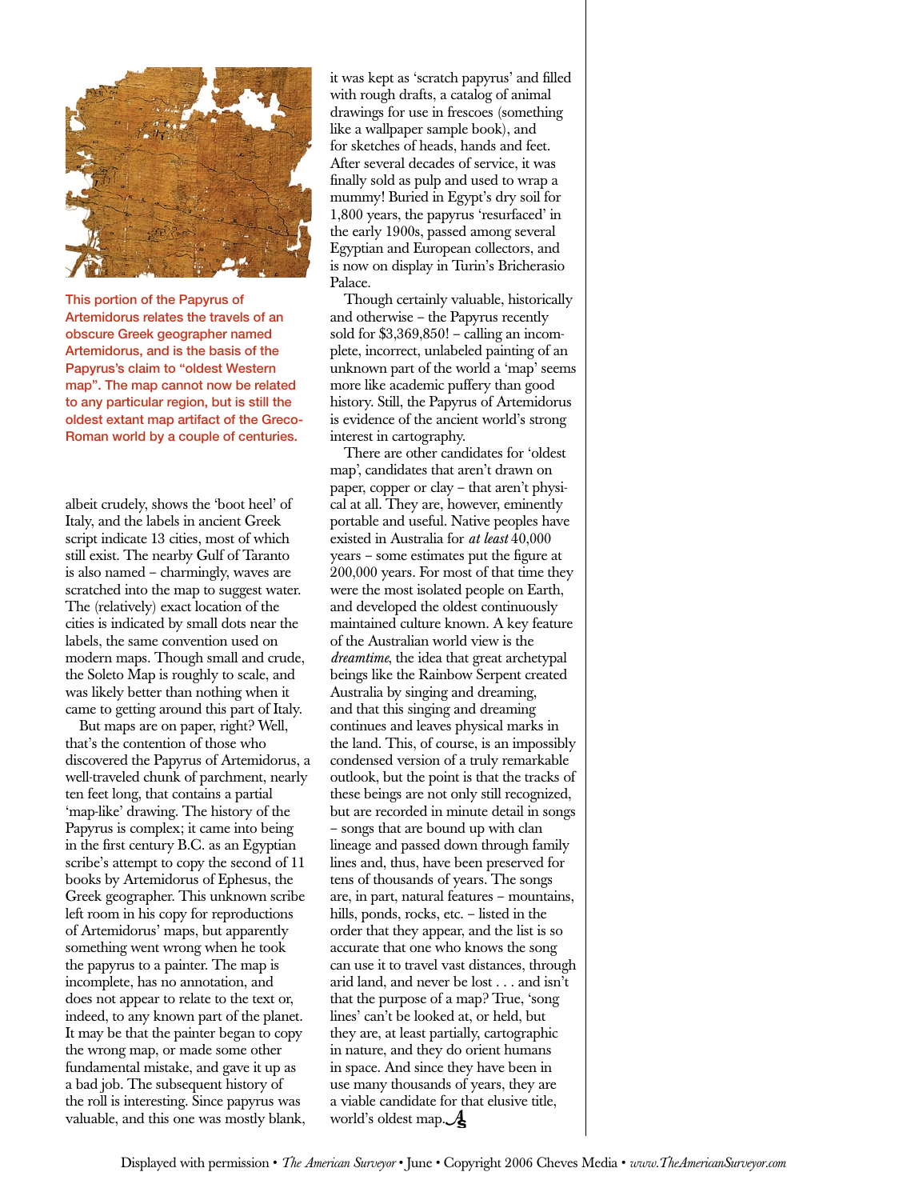This portion of the Papyrus of Artemidorus relates the travels of an obscure Greek geographer named Artemidorus, and is the basis of the Papyrus's claim to "oldest Western map". The map cannot now be related to any particular region, but is still the oldest extant map artifact of the Greco-Roman world by a couple of centuries.

albeit crudely, shows the 'boot heel' of Italy, and the labels in ancient Greek script indicate 13 cities, most of which still exist. The nearby Gulf of Taranto is also named – charmingly, waves are scratched into the map to suggest water. The (relatively) exact location of the cities is indicated by small dots near the labels, the same convention used on modern maps. Though small and crude, the Soleto Map is roughly to scale, and was likely better than nothing when it came to getting around this part of Italy.

But maps are on paper, right? Well, that's the contention of those who discovered the Papyrus of Artemidorus, a well-traveled chunk of parchment, nearly ten feet long, that contains a partial 'map-like' drawing. The history of the Papyrus is complex; it came into being in the first century B.C. as an Egyptian scribe's attempt to copy the second of 11 books by Artemidorus of Ephesus, the Greek geographer. This unknown scribe left room in his copy for reproductions of Artemidorus' maps, but apparently something went wrong when he took the papyrus to a painter. The map is incomplete, has no annotation, and does not appear to relate to the text or, indeed, to any known part of the planet. It may be that the painter began to copy the wrong map, or made some other fundamental mistake, and gave it up as a bad job. The subsequent history of the roll is interesting. Since papyrus was valuable, and this one was mostly blank, it was kept as 'scratch papyrus' and filled with rough drafts, a catalog of animal drawings for use in frescoes (something like a wallpaper sample book), and for sketches of heads, hands and feet. After several decades of service, it was finally sold as pulp and used to wrap a mummy! Buried in Egypt's dry soil for 1,800 years, the papyrus 'resurfaced' in the early 1900s, passed among several Egyptian and European collectors, and is now on display in Turin's Bricherasio Palace.

Though certainly valuable, historically and otherwise – the Papyrus recently sold for $3,369,850! – calling an incomplete, incorrect, unlabeled painting of an unknown part of the world a 'map' seems more like academic puffery than good history. Still, the Papyrus of Artemidorus is evidence of the ancient world's strong interest in cartography.

There are other candidates for 'oldest map', candidates that aren't drawn on paper, copper or clay – that aren't physical at all. They are, however, eminently portable and useful. Native peoples have existed in Australia for *at least* 40,000 years – some estimates put the figure at 200,000 years. For most of that time they were the most isolated people on Earth, and developed the oldest continuously maintained culture known. A key feature of the Australian world view is the *dreamtime*, the idea that great archetypal beings like the Rainbow Serpent created Australia by singing and dreaming, and that this singing and dreaming continues and leaves physical marks in the land. This, of course, is an impossibly condensed version of a truly remarkable outlook, but the point is that the tracks of these beings are not only still recognized, but are recorded in minute detail in songs – songs that are bound up with clan lineage and passed down through family lines and, thus, have been preserved for tens of thousands of years. The songs are, in part, natural features – mountains, hills, ponds, rocks, etc. – listed in the order that they appear, and the list is so accurate that one who knows the song can use it to travel vast distances, through arid land, and never be lost . . . and isn't that the purpose of a map? True, 'song lines' can't be looked at, or held, but they are, at least partially, cartographic in nature, and they do orient humans in space. And since they have been in use many thousands of years, they are a viable candidate for that elusive title, world's oldest map.

Displayed with permission • *The American Surveyor* • June • Copyright 2006 Cheves Media • *www.TheAmericanSurveyor.com*